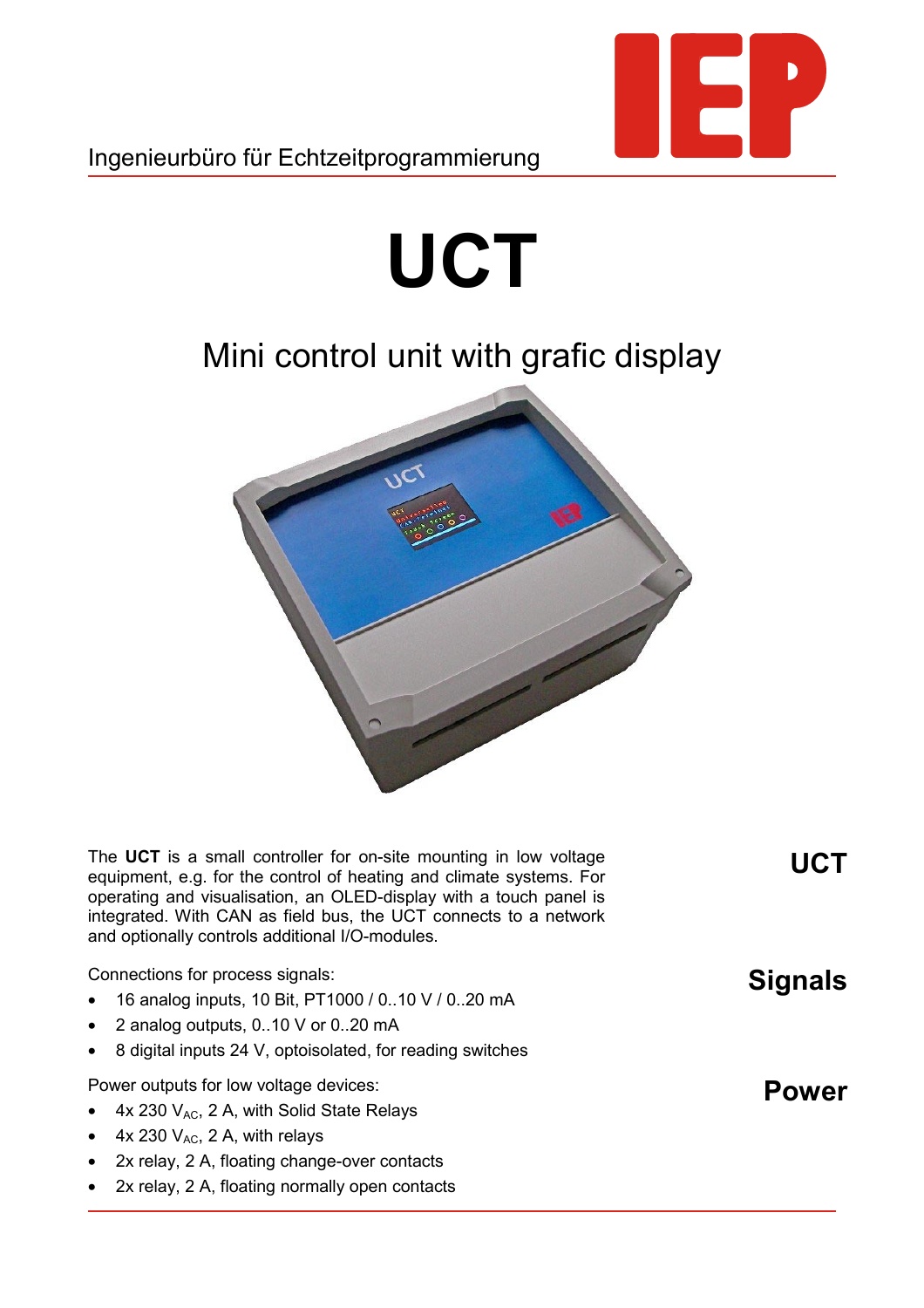Ingenieurbüro für Echtzeitprogrammierung

# UCT

## Mini control unit with grafic display

**UCT**

The **UCT** is a small controller for on-site mounting in low voltage equipment, e.g. for the control of heating and climate systems. For operating and visualisation, an OLED-display with a touch panel is integrated. With CAN as field bus, the UCT connects to a network and optionally controls additional I/O-modules.

**Signals**

Connections for process signals:

- 16 analog inputs, 10 Bit, PT1000 / 0..10 V / 0..20 mA
- 2 analog outputs, 0..10 V or 0..20 mA
- 8 digital inputs 24 V, optoisolated, for reading switches

**Power**

Power outputs for low voltage devices:

- 4x 230 $V_{AC}$, 2 A, with Solid State Relays
- 4x 230 $V_{AC}$, 2 A, with relays
- 2x relay, 2 A, floating change-over contacts
- 2x relay, 2 A, floating normally open contacts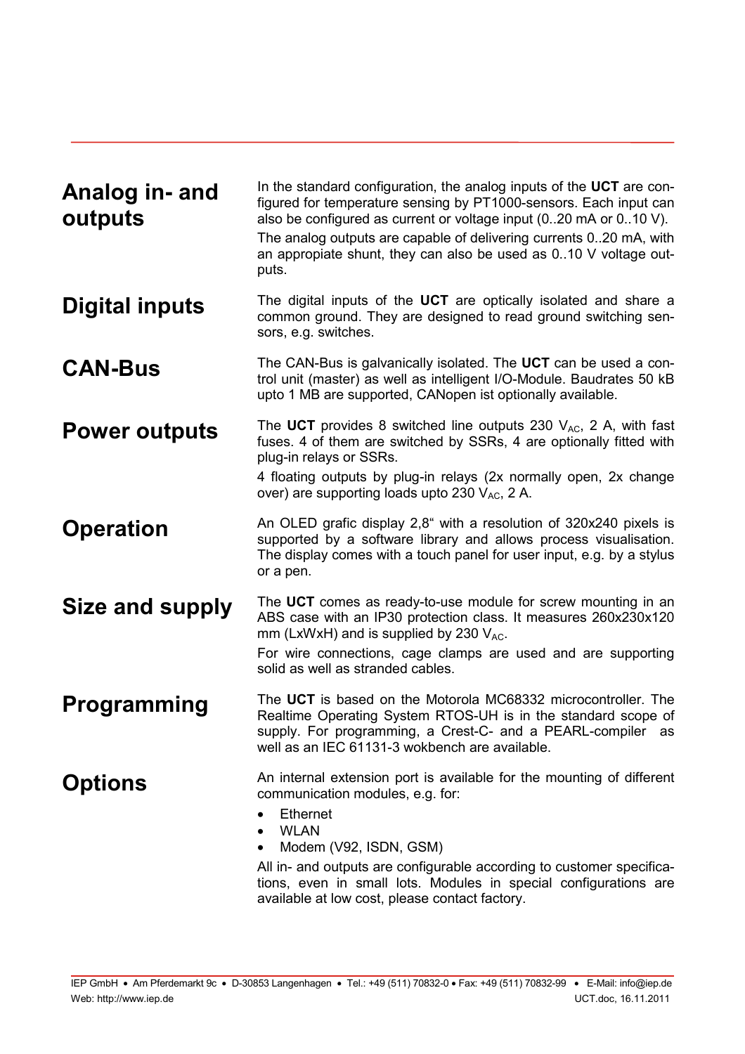## Analog in- and outputs

In the standard configuration, the analog inputs of the **UCT** are configured for temperature sensing by PT1000-sensors. Each input can also be configured as current or voltage input (0..20 mA or 0..10 V).

The analog outputs are capable of delivering currents 0..20 mA, with an appropiate shunt, they can also be used as 0..10 V voltage outputs.

## Digital inputs

The digital inputs of the **UCT** are optically isolated and share a common ground. They are designed to read ground switching sensors, e.g. switches.

## CAN-Bus

The CAN-Bus is galvanically isolated. The **UCT** can be used a control unit (master) as well as intelligent I/O-Module. Baudrates 50 kB upto 1 MB are supported, CANopen ist optionally available.

## Power outputs

The **UCT** provides 8 switched line outputs 230 $V_{AC}$, 2 A, with fast fuses. 4 of them are switched by SSRs, 4 are optionally fitted with plug-in relays or SSRs.

4 floating outputs by plug-in relays (2x normally open, 2x change over) are supporting loads upto 230 $V_{AC}$, 2 A.

## Operation

An OLED grafic display 2,8“ with a resolution of 320x240 pixels is supported by a software library and allows process visualisation. The display comes with a touch panel for user input, e.g. by a stylus or a pen.

## Size and supply

The **UCT** comes as ready-to-use module for screw mounting in an ABS case with an IP30 protection class. It measures 260x230x120 mm (LxWxH) and is supplied by 230 $V_{AC}$.

For wire connections, cage clamps are used and are supporting solid as well as stranded cables.

## Programming

The **UCT** is based on the Motorola MC68332 microcontroller. The Realtime Operating System RTOS-UH is in the standard scope of supply. For programming, a Crest-C- and a PEARL-compiler as well as an IEC 61131-3 wokbench are available.

## Options

An internal extension port is available for the mounting of different communication modules, e.g. for:

- Ethernet
- WLAN
- Modem (V92, ISDN, GSM)

All in- and outputs are configurable according to customer specifications, even in small lots. Modules in special configurations are available at low cost, please contact factory.

IEP GmbH • Am Pferdemarkt 9c • D-30853 Langenhagen • Tel.: +49 (511) 70832-0 • Fax: +49 (511) 70832-99 • E-Mail: info@iep.de
Web: http://www.iep.de UCT.doc, 16.11.2011